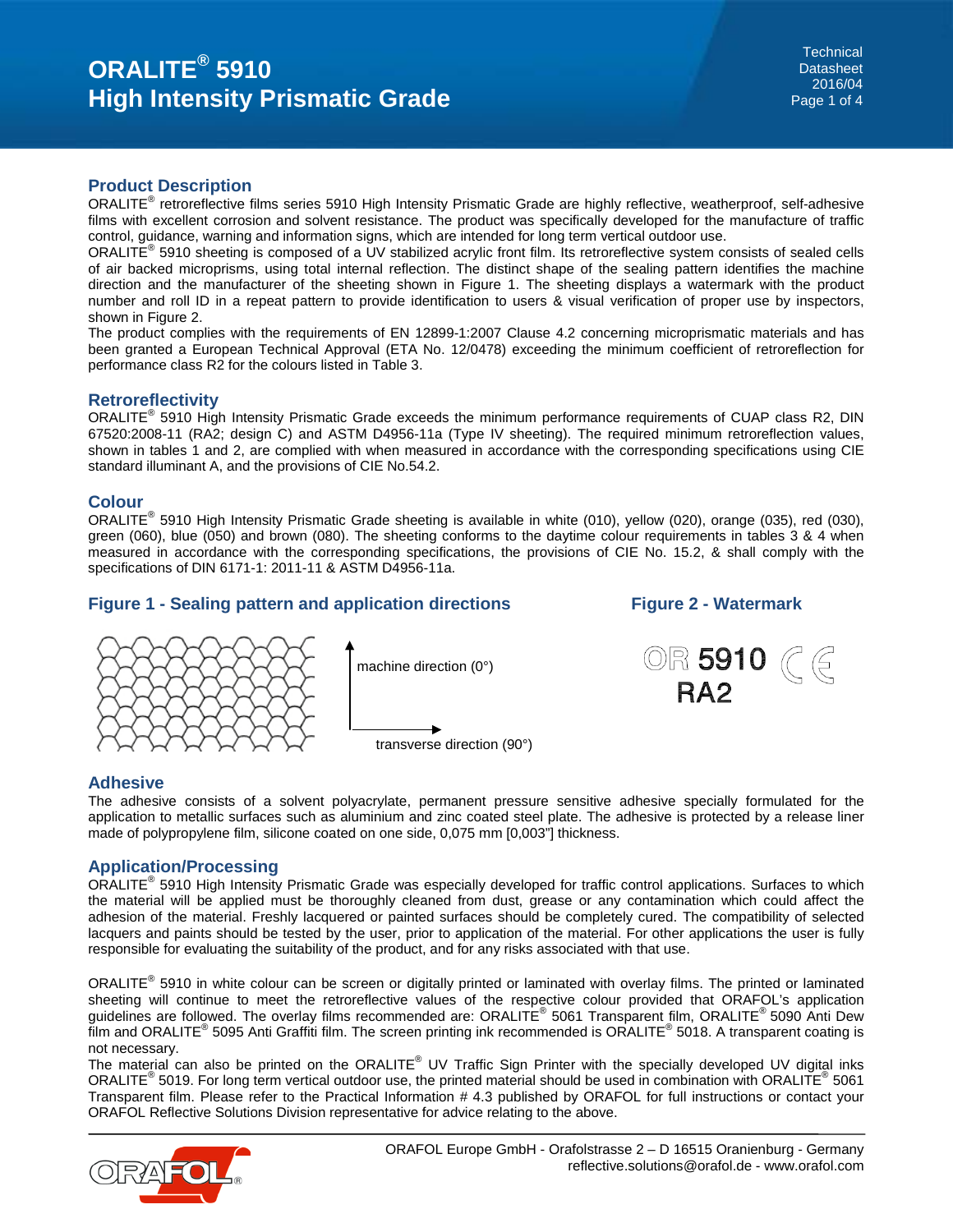# ORALITE® 5910 High Intensity Prismatic Grade

Technical Datasheet
2016/04

## Product Description

ORALITE® retroreflective films series 5910 High Intensity Prismatic Grade are highly reflective, weatherproof, self-adhesive films with excellent corrosion and solvent resistance. The product was specifically developed for the manufacture of traffic control, guidance, warning and information signs, which are intended for long term vertical outdoor use.
ORALITE® 5910 sheeting is composed of a UV stabilized acrylic front film. Its retroreflective system consists of sealed cells of air backed microprisms, using total internal reflection. The distinct shape of the sealing pattern identifies the machine direction and the manufacturer of the sheeting shown in Figure 1. The sheeting displays a watermark with the product number and roll ID in a repeat pattern to provide identification to users & visual verification of proper use by inspectors, shown in Figure 2.
The product complies with the requirements of EN 12899-1:2007 Clause 4.2 concerning microprismatic materials and has been granted a European Technical Approval (ETA No. 12/0478) exceeding the minimum coefficient of retroreflection for performance class R2 for the colours listed in Table 3.

## Retroreflectivity

ORALITE® 5910 High Intensity Prismatic Grade exceeds the minimum performance requirements of CUAP class R2, DIN 67520:2008-11 (RA2; design C) and ASTM D4956-11a (Type IV sheeting). The required minimum retroreflection values, shown in tables 1 and 2, are complied with when measured in accordance with the corresponding specifications using CIE standard illuminant A, and the provisions of CIE No.54.2.

## Colour

ORALITE® 5910 High Intensity Prismatic Grade sheeting is available in white (010), yellow (020), orange (035), red (030), green (060), blue (050) and brown (080). The sheeting conforms to the daytime colour requirements in tables 3 & 4 when measured in accordance with the corresponding specifications, the provisions of CIE No. 15.2, & shall comply with the specifications of DIN 6171-1: 2011-11 & ASTM D4956-11a.

## Figure 1 - Sealing pattern and application directions

machine direction (0°)

transverse direction (90°)

## Figure 2 - Watermark

OR 5910 CE
RA2

## Adhesive

The adhesive consists of a solvent polyacrylate, permanent pressure sensitive adhesive specially formulated for the application to metallic surfaces such as aluminium and zinc coated steel plate. The adhesive is protected by a release liner made of polypropylene film, silicone coated on one side, 0,075 mm [0,003"] thickness.

## Application/Processing

ORALITE® 5910 High Intensity Prismatic Grade was especially developed for traffic control applications. Surfaces to which the material will be applied must be thoroughly cleaned from dust, grease or any contamination which could affect the adhesion of the material. Freshly lacquered or painted surfaces should be completely cured. The compatibility of selected lacquers and paints should be tested by the user, prior to application of the material. For other applications the user is fully responsible for evaluating the suitability of the product, and for any risks associated with that use.

ORALITE® 5910 in white colour can be screen or digitally printed or laminated with overlay films. The printed or laminated sheeting will continue to meet the retroreflective values of the respective colour provided that ORAFOL's application guidelines are followed. The overlay films recommended are: ORALITE® 5061 Transparent film, ORALITE® 5090 Anti Dew film and ORALITE® 5095 Anti Graffiti film. The screen printing ink recommended is ORALITE® 5018. A transparent coating is not necessary.
The material can also be printed on the ORALITE® UV Traffic Sign Printer with the specially developed UV digital inks ORALITE® 5019. For long term vertical outdoor use, the printed material should be used in combination with ORALITE® 5061 Transparent film. Please refer to the Practical Information # 4.3 published by ORAFOL for full instructions or contact your ORAFOL Reflective Solutions Division representative for advice relating to the above.

ORAFOL Europe GmbH - Orafolstrasse 2 – D 16515 Oranienburg - Germany
reflective.solutions@orafol.de - www.orafol.com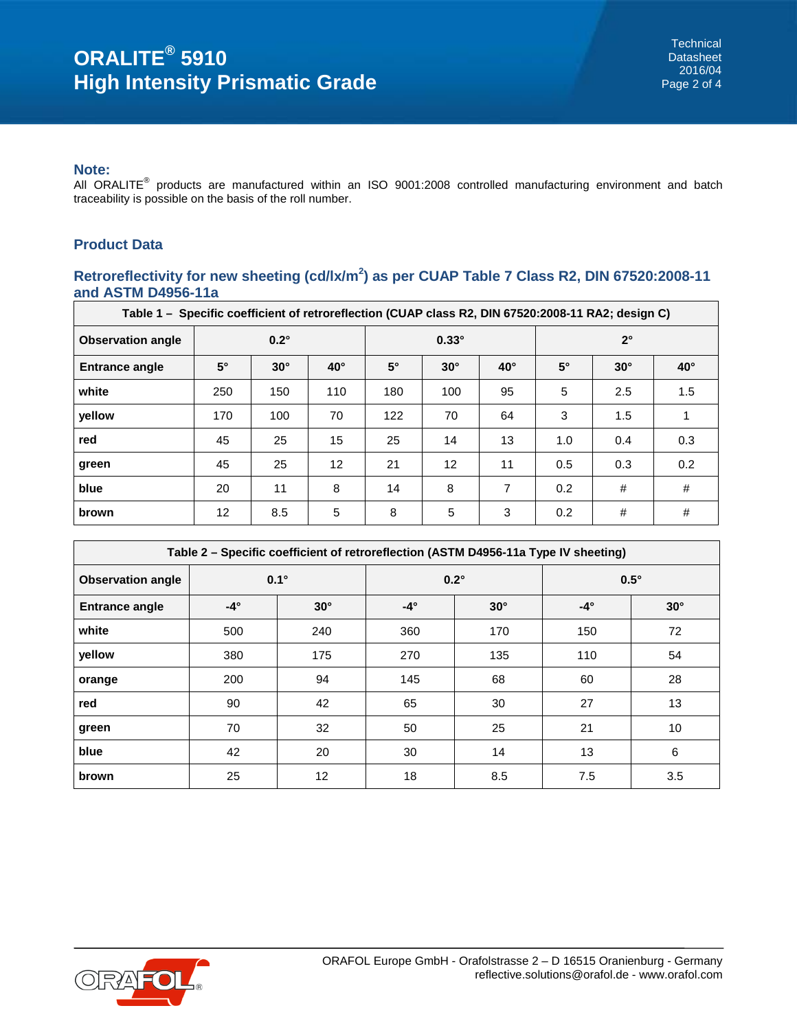## Note:

All ORALITE® products are manufactured within an ISO 9001:2008 controlled manufacturing environment and batch traceability is possible on the basis of the roll number.

## Product Data

### Retroreflectivity for new sheeting (cd/lx/m²) as per CUAP Table 7 Class R2, DIN 67520:2008-11 and ASTM D4956-11a

**Table 1 – Specific coefficient of retroreflection (CUAP class R2, DIN 67520:2008-11 RA2; design C)**

| Observation angle | 0.2° | | | 0.33° | | | 2° | | |
|---|---|---|---|---|---|---|---|---|---|
| **Entrance angle** | **5°** | **30°** | **40°** | **5°** | **30°** | **40°** | **5°** | **30°** | **40°** |
| **white** | 250 | 150 | 110 | 180 | 100 | 95 | 5 | 2.5 | 1.5 |
| **yellow** | 170 | 100 | 70 | 122 | 70 | 64 | 3 | 1.5 | 1 |
| **red** | 45 | 25 | 15 | 25 | 14 | 13 | 1.0 | 0.4 | 0.3 |
| **green** | 45 | 25 | 12 | 21 | 12 | 11 | 0.5 | 0.3 | 0.2 |
| **blue** | 20 | 11 | 8 | 14 | 8 | 7 | 0.2 | # | # |
| **brown** | 12 | 8.5 | 5 | 8 | 5 | 3 | 0.2 | # | # |

**Table 2 – Specific coefficient of retroreflection (ASTM D4956-11a Type IV sheeting)**

| Observation angle | 0.1° | | 0.2° | | 0.5° | |
|---|---|---|---|---|---|---|
| **Entrance angle** | **-4°** | **30°** | **-4°** | **30°** | **-4°** | **30°** |
| **white** | 500 | 240 | 360 | 170 | 150 | 72 |
| **yellow** | 380 | 175 | 270 | 135 | 110 | 54 |
| **orange** | 200 | 94 | 145 | 68 | 60 | 28 |
| **red** | 90 | 42 | 65 | 30 | 27 | 13 |
| **green** | 70 | 32 | 50 | 25 | 21 | 10 |
| **blue** | 42 | 20 | 30 | 14 | 13 | 6 |
| **brown** | 25 | 12 | 18 | 8.5 | 7.5 | 3.5 |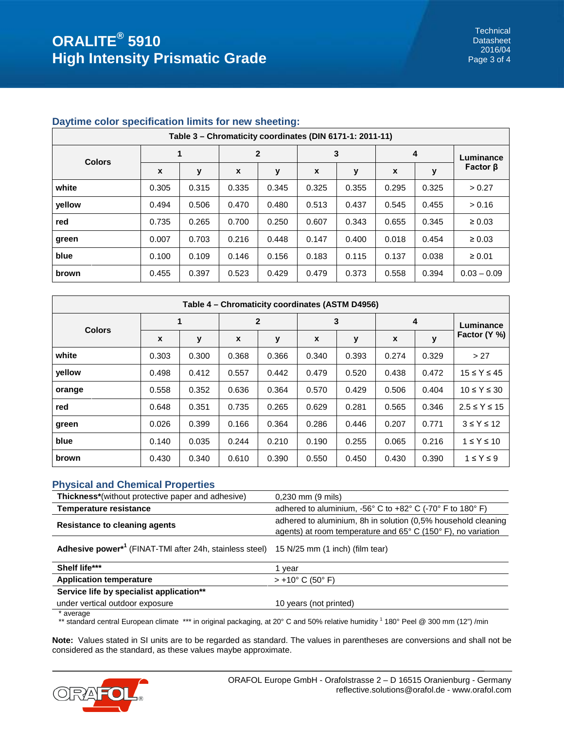## Daytime color specification limits for new sheeting:

| Table 3 – Chromaticity coordinates (DIN 6171-1: 2011-11) | | | | | | | | | |
|---|---|---|---|---|---|---|---|---|---|
| Colors | 1 | | 2 | | 3 | | 4 | | Luminance Factor β |
| | x | y | x | y | x | y | x | y | |
| white | 0.305 | 0.315 | 0.335 | 0.345 | 0.325 | 0.355 | 0.295 | 0.325 | > 0.27 |
| yellow | 0.494 | 0.506 | 0.470 | 0.480 | 0.513 | 0.437 | 0.545 | 0.455 | > 0.16 |
| red | 0.735 | 0.265 | 0.700 | 0.250 | 0.607 | 0.343 | 0.655 | 0.345 | ≥ 0.03 |
| green | 0.007 | 0.703 | 0.216 | 0.448 | 0.147 | 0.400 | 0.018 | 0.454 | ≥ 0.03 |
| blue | 0.100 | 0.109 | 0.146 | 0.156 | 0.183 | 0.115 | 0.137 | 0.038 | ≥ 0.01 |
| brown | 0.455 | 0.397 | 0.523 | 0.429 | 0.479 | 0.373 | 0.558 | 0.394 | 0.03 – 0.09 |

| Table 4 – Chromaticity coordinates (ASTM D4956) | | | | | | | | | |
|---|---|---|---|---|---|---|---|---|---|
| Colors | 1 | | 2 | | 3 | | 4 | | Luminance Factor (Y %) |
| | x | y | x | y | x | y | x | y | |
| white | 0.303 | 0.300 | 0.368 | 0.366 | 0.340 | 0.393 | 0.274 | 0.329 | > 27 |
| yellow | 0.498 | 0.412 | 0.557 | 0.442 | 0.479 | 0.520 | 0.438 | 0.472 | 15 ≤ Y ≤ 45 |
| orange | 0.558 | 0.352 | 0.636 | 0.364 | 0.570 | 0.429 | 0.506 | 0.404 | 10 ≤ Y ≤ 30 |
| red | 0.648 | 0.351 | 0.735 | 0.265 | 0.629 | 0.281 | 0.565 | 0.346 | 2.5 ≤ Y ≤ 15 |
| green | 0.026 | 0.399 | 0.166 | 0.364 | 0.286 | 0.446 | 0.207 | 0.771 | 3 ≤ Y ≤ 12 |
| blue | 0.140 | 0.035 | 0.244 | 0.210 | 0.190 | 0.255 | 0.065 | 0.216 | 1 ≤ Y ≤ 10 |
| brown | 0.430 | 0.340 | 0.610 | 0.390 | 0.550 | 0.450 | 0.430 | 0.390 | 1 ≤ Y ≤ 9 |

## Physical and Chemical Properties

| Property | Value |
|---|---|
| **Thickness***(without protective paper and adhesive) | 0,230 mm (9 mils) |
| **Temperature resistance** | adhered to aluminium, -56° C to +82° C (-70° F to 180° F) |
| **Resistance to cleaning agents** | adhered to aluminium, 8h in solution (0,5% household cleaning agents) at room temperature and 65° C (150° F), no variation |
| **Adhesive power***[1] (FINAT-TMI after 24h, stainless steel) | 15 N/25 mm (1 inch) (film tear) |
| **Shelf life***** | 1 year |
| **Application temperature** | > +10° C (50° F) |
| **Service life by specialist application****<br>under vertical outdoor exposure | 10 years (not printed) |

\* average
** standard central European climate *** in original packaging, at 20° C and 50% relative humidity [1] 180° Peel @ 300 mm (12") /min

**Note:** Values stated in SI units are to be regarded as standard. The values in parentheses are conversions and shall not be considered as the standard, as these values maybe approximate.

ORAFOL Europe GmbH - Orafolstrasse 2 – D 16515 Oranienburg - Germany
reflective.solutions@orafol.de - www.orafol.com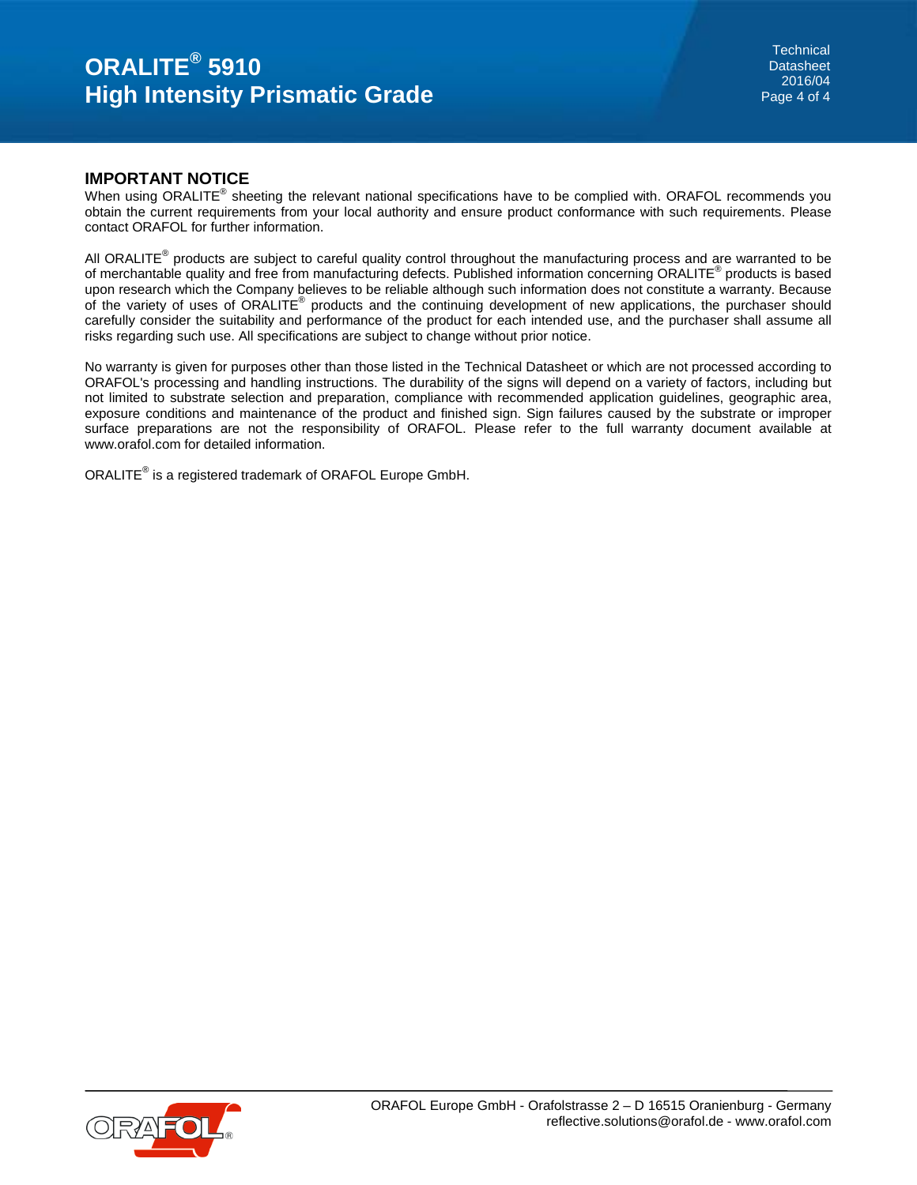## IMPORTANT NOTICE

When using ORALITE® sheeting the relevant national specifications have to be complied with. ORAFOL recommends you obtain the current requirements from your local authority and ensure product conformance with such requirements. Please contact ORAFOL for further information.

All ORALITE® products are subject to careful quality control throughout the manufacturing process and are warranted to be of merchantable quality and free from manufacturing defects. Published information concerning ORALITE® products is based upon research which the Company believes to be reliable although such information does not constitute a warranty. Because of the variety of uses of ORALITE® products and the continuing development of new applications, the purchaser should carefully consider the suitability and performance of the product for each intended use, and the purchaser shall assume all risks regarding such use. All specifications are subject to change without prior notice.

No warranty is given for purposes other than those listed in the Technical Datasheet or which are not processed according to ORAFOL's processing and handling instructions. The durability of the signs will depend on a variety of factors, including but not limited to substrate selection and preparation, compliance with recommended application guidelines, geographic area, exposure conditions and maintenance of the product and finished sign. Sign failures caused by the substrate or improper surface preparations are not the responsibility of ORAFOL. Please refer to the full warranty document available at www.orafol.com for detailed information.

ORALITE® is a registered trademark of ORAFOL Europe GmbH.

ORAFOL Europe GmbH - Orafolstrasse 2 – D 16515 Oranienburg - Germany
reflective.solutions@orafol.de - www.orafol.com